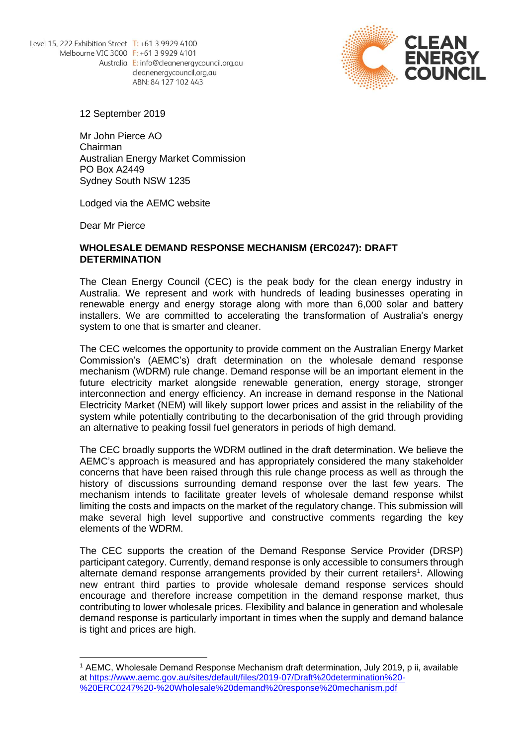Level 15, 222 Exhibition Street
Melbourne VIC 3000
Australia
T: +61 3 9929 4100
F: +61 3 9929 4101
E: info@cleanenergycouncil.org.au
cleanenergycouncil.org.au
ABN: 84 127 102 443

CLEAN ENERGY COUNCIL

12 September 2019

Mr John Pierce AO
Chairman
Australian Energy Market Commission
PO Box A2449
Sydney South NSW 1235

Lodged via the AEMC website

Dear Mr Pierce

**WHOLESALE DEMAND RESPONSE MECHANISM (ERC0247): DRAFT DETERMINATION**

The Clean Energy Council (CEC) is the peak body for the clean energy industry in Australia. We represent and work with hundreds of leading businesses operating in renewable energy and energy storage along with more than 6,000 solar and battery installers. We are committed to accelerating the transformation of Australia's energy system to one that is smarter and cleaner.

The CEC welcomes the opportunity to provide comment on the Australian Energy Market Commission's (AEMC's) draft determination on the wholesale demand response mechanism (WDRM) rule change. Demand response will be an important element in the future electricity market alongside renewable generation, energy storage, stronger interconnection and energy efficiency. An increase in demand response in the National Electricity Market (NEM) will likely support lower prices and assist in the reliability of the system while potentially contributing to the decarbonisation of the grid through providing an alternative to peaking fossil fuel generators in periods of high demand.

The CEC broadly supports the WDRM outlined in the draft determination. We believe the AEMC's approach is measured and has appropriately considered the many stakeholder concerns that have been raised through this rule change process as well as through the history of discussions surrounding demand response over the last few years. The mechanism intends to facilitate greater levels of wholesale demand response whilst limiting the costs and impacts on the market of the regulatory change. This submission will make several high level supportive and constructive comments regarding the key elements of the WDRM.

The CEC supports the creation of the Demand Response Service Provider (DRSP) participant category. Currently, demand response is only accessible to consumers through alternate demand response arrangements provided by their current retailers[1]. Allowing new entrant third parties to provide wholesale demand response services should encourage and therefore increase competition in the demand response market, thus contributing to lower wholesale prices. Flexibility and balance in generation and wholesale demand response is particularly important in times when the supply and demand balance is tight and prices are high.

[1] AEMC, Wholesale Demand Response Mechanism draft determination, July 2019, p ii, available at https://www.aemc.gov.au/sites/default/files/2019-07/Draft%20determination%20-%20ERC0247%20-%20Wholesale%20demand%20response%20mechanism.pdf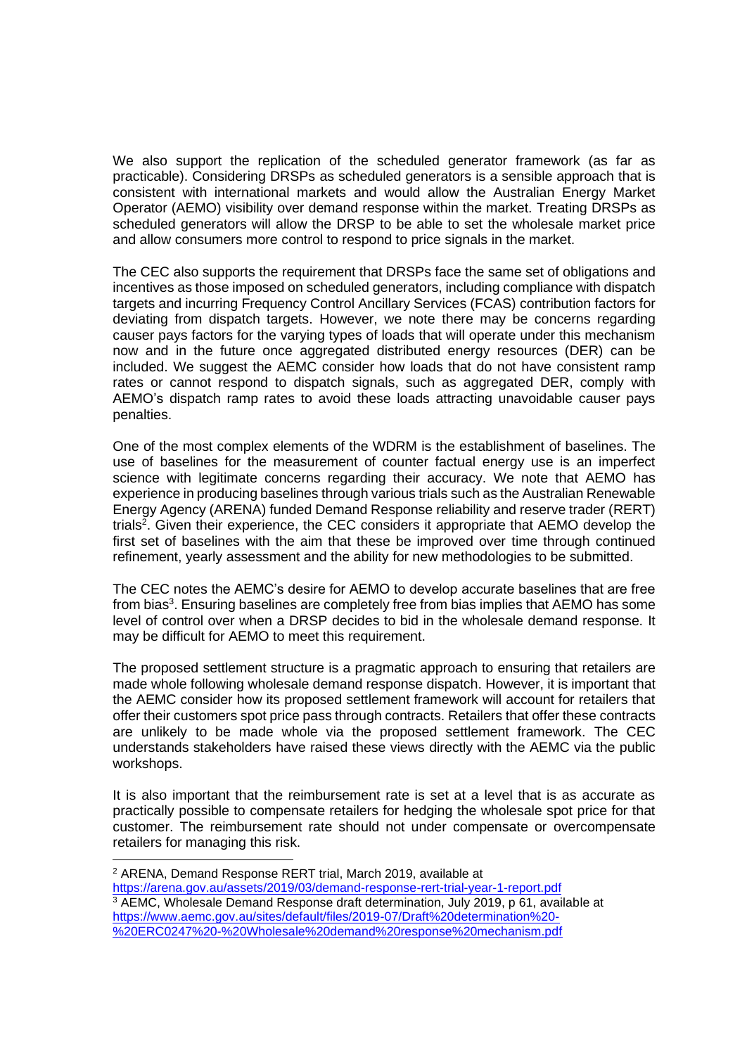We also support the replication of the scheduled generator framework (as far as practicable). Considering DRSPs as scheduled generators is a sensible approach that is consistent with international markets and would allow the Australian Energy Market Operator (AEMO) visibility over demand response within the market. Treating DRSPs as scheduled generators will allow the DRSP to be able to set the wholesale market price and allow consumers more control to respond to price signals in the market.

The CEC also supports the requirement that DRSPs face the same set of obligations and incentives as those imposed on scheduled generators, including compliance with dispatch targets and incurring Frequency Control Ancillary Services (FCAS) contribution factors for deviating from dispatch targets. However, we note there may be concerns regarding causer pays factors for the varying types of loads that will operate under this mechanism now and in the future once aggregated distributed energy resources (DER) can be included. We suggest the AEMC consider how loads that do not have consistent ramp rates or cannot respond to dispatch signals, such as aggregated DER, comply with AEMO's dispatch ramp rates to avoid these loads attracting unavoidable causer pays penalties.

One of the most complex elements of the WDRM is the establishment of baselines. The use of baselines for the measurement of counter factual energy use is an imperfect science with legitimate concerns regarding their accuracy. We note that AEMO has experience in producing baselines through various trials such as the Australian Renewable Energy Agency (ARENA) funded Demand Response reliability and reserve trader (RERT) trials[2]. Given their experience, the CEC considers it appropriate that AEMO develop the first set of baselines with the aim that these be improved over time through continued refinement, yearly assessment and the ability for new methodologies to be submitted.

The CEC notes the AEMC's desire for AEMO to develop accurate baselines that are free from bias[3]. Ensuring baselines are completely free from bias implies that AEMO has some level of control over when a DRSP decides to bid in the wholesale demand response. It may be difficult for AEMO to meet this requirement.

The proposed settlement structure is a pragmatic approach to ensuring that retailers are made whole following wholesale demand response dispatch. However, it is important that the AEMC consider how its proposed settlement framework will account for retailers that offer their customers spot price pass through contracts. Retailers that offer these contracts are unlikely to be made whole via the proposed settlement framework. The CEC understands stakeholders have raised these views directly with the AEMC via the public workshops.

It is also important that the reimbursement rate is set at a level that is as accurate as practically possible to compensate retailers for hedging the wholesale spot price for that customer. The reimbursement rate should not under compensate or overcompensate retailers for managing this risk.

---

[2] ARENA, Demand Response RERT trial, March 2019, available at https://arena.gov.au/assets/2019/03/demand-response-rert-trial-year-1-report.pdf

[3] AEMC, Wholesale Demand Response draft determination, July 2019, p 61, available at https://www.aemc.gov.au/sites/default/files/2019-07/Draft%20determination%20-%20ERC0247%20-%20Wholesale%20demand%20response%20mechanism.pdf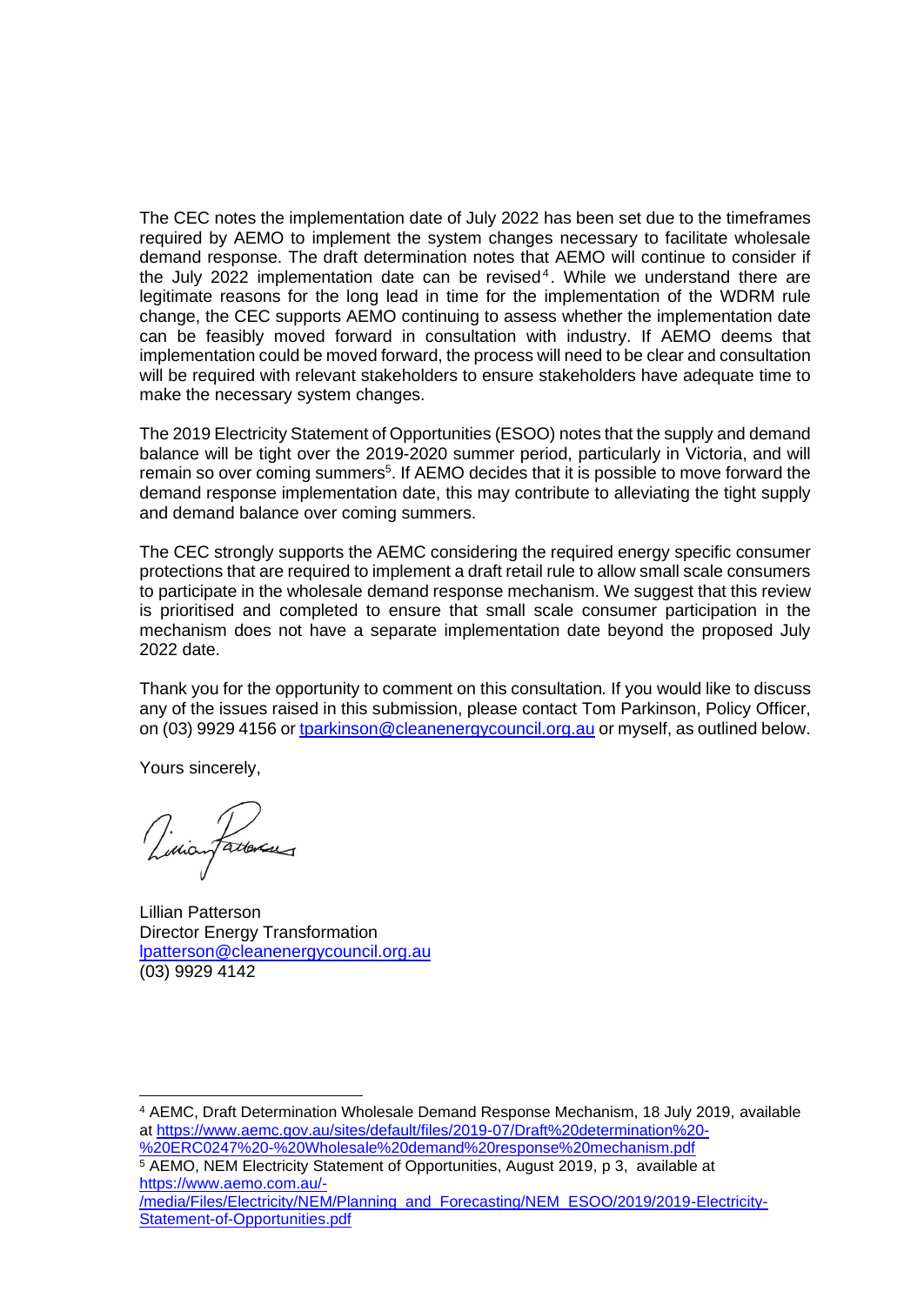The CEC notes the implementation date of July 2022 has been set due to the timeframes required by AEMO to implement the system changes necessary to facilitate wholesale demand response. The draft determination notes that AEMO will continue to consider if the July 2022 implementation date can be revised[4]. While we understand there are legitimate reasons for the long lead in time for the implementation of the WDRM rule change, the CEC supports AEMO continuing to assess whether the implementation date can be feasibly moved forward in consultation with industry. If AEMO deems that implementation could be moved forward, the process will need to be clear and consultation will be required with relevant stakeholders to ensure stakeholders have adequate time to make the necessary system changes.

The 2019 Electricity Statement of Opportunities (ESOO) notes that the supply and demand balance will be tight over the 2019-2020 summer period, particularly in Victoria, and will remain so over coming summers[5]. If AEMO decides that it is possible to move forward the demand response implementation date, this may contribute to alleviating the tight supply and demand balance over coming summers.

The CEC strongly supports the AEMC considering the required energy specific consumer protections that are required to implement a draft retail rule to allow small scale consumers to participate in the wholesale demand response mechanism. We suggest that this review is prioritised and completed to ensure that small scale consumer participation in the mechanism does not have a separate implementation date beyond the proposed July 2022 date.

Thank you for the opportunity to comment on this consultation. If you would like to discuss any of the issues raised in this submission, please contact Tom Parkinson, Policy Officer, on (03) 9929 4156 or tparkinson@cleanenergycouncil.org.au or myself, as outlined below.

Yours sincerely,

Lillian Patterson
Director Energy Transformation
lpatterson@cleanenergycouncil.org.au
(03) 9929 4142

---

[4] AEMC, Draft Determination Wholesale Demand Response Mechanism, 18 July 2019, available at https://www.aemc.gov.au/sites/default/files/2019-07/Draft%20determination%20-%20ERC0247%20-%20Wholesale%20demand%20response%20mechanism.pdf

[5] AEMO, NEM Electricity Statement of Opportunities, August 2019, p 3, available at https://www.aemo.com.au/-/media/Files/Electricity/NEM/Planning_and_Forecasting/NEM_ESOO/2019/2019-Electricity-Statement-of-Opportunities.pdf